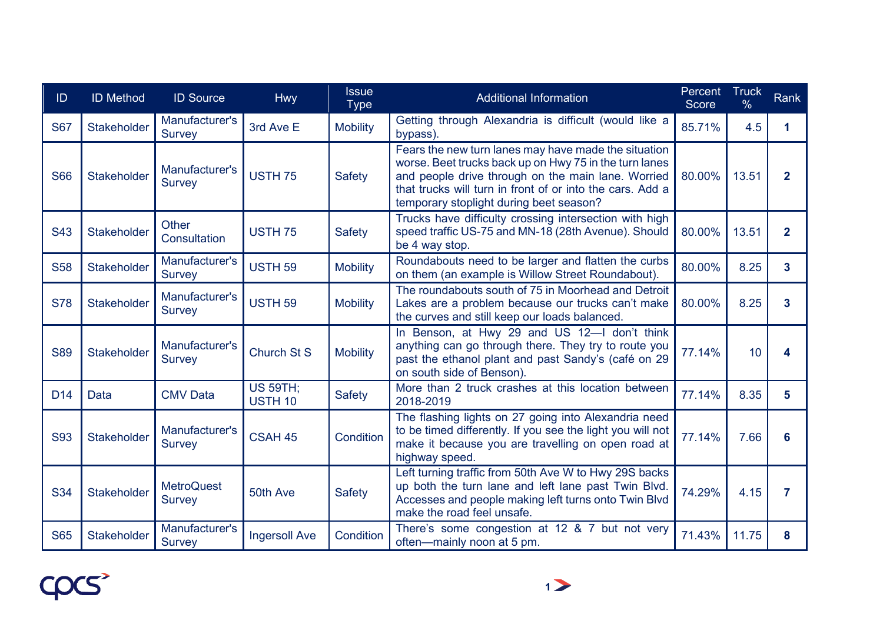| ID | ID Method | ID Source | Hwy | Issue Type | Additional Information | Percent Score | Truck % | Rank |
|---|---|---|---|---|---|---|---|---|
| S67 | Stakeholder | Manufacturer's Survey | 3rd Ave E | Mobility | Getting through Alexandria is difficult (would like a bypass). | 85.71% | 4.5 | **1** |
| S66 | Stakeholder | Manufacturer's Survey | USTH 75 | Safety | Fears the new turn lanes may have made the situation worse. Beet trucks back up on Hwy 75 in the turn lanes and people drive through on the main lane. Worried that trucks will turn in front of or into the cars. Add a temporary stoplight during beet season? | 80.00% | 13.51 | **2** |
| S43 | Stakeholder | Other Consultation | USTH 75 | Safety | Trucks have difficulty crossing intersection with high speed traffic US-75 and MN-18 (28th Avenue). Should be 4 way stop. | 80.00% | 13.51 | **2** |
| S58 | Stakeholder | Manufacturer's Survey | USTH 59 | Mobility | Roundabouts need to be larger and flatten the curbs on them (an example is Willow Street Roundabout). | 80.00% | 8.25 | **3** |
| S78 | Stakeholder | Manufacturer's Survey | USTH 59 | Mobility | The roundabouts south of 75 in Moorhead and Detroit Lakes are a problem because our trucks can't make the curves and still keep our loads balanced. | 80.00% | 8.25 | **3** |
| S89 | Stakeholder | Manufacturer's Survey | Church St S | Mobility | In Benson, at Hwy 29 and US 12—I don't think anything can go through there. They try to route you past the ethanol plant and past Sandy's (café on 29 on south side of Benson). | 77.14% | 10 | **4** |
| D14 | Data | CMV Data | US 59TH; USTH 10 | Safety | More than 2 truck crashes at this location between 2018-2019 | 77.14% | 8.35 | **5** |
| S93 | Stakeholder | Manufacturer's Survey | CSAH 45 | Condition | The flashing lights on 27 going into Alexandria need to be timed differently. If you see the light you will not make it because you are travelling on open road at highway speed. | 77.14% | 7.66 | **6** |
| S34 | Stakeholder | MetroQuest Survey | 50th Ave | Safety | Left turning traffic from 50th Ave W to Hwy 29S backs up both the turn lane and left lane past Twin Blvd. Accesses and people making left turns onto Twin Blvd make the road feel unsafe. | 74.29% | 4.15 | **7** |
| S65 | Stakeholder | Manufacturer's Survey | Ingersoll Ave | Condition | There's some congestion at 12 & 7 but not very often—mainly noon at 5 pm. | 71.43% | 11.75 | **8** |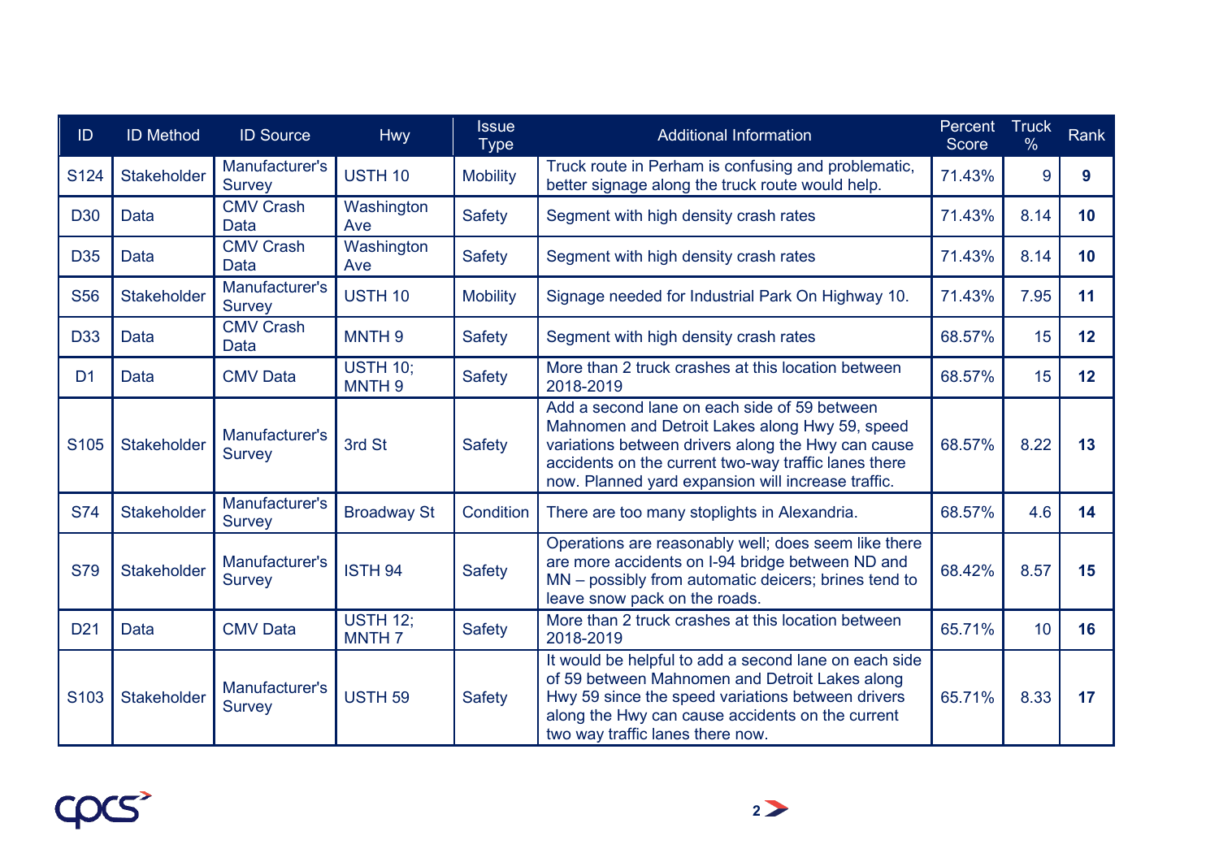| ID | ID Method | ID Source | Hwy | Issue Type | Additional Information | Percent Score | Truck % | Rank |
|---|---|---|---|---|---|---|---|---|
| S124 | Stakeholder | Manufacturer's Survey | USTH 10 | Mobility | Truck route in Perham is confusing and problematic, better signage along the truck route would help. | 71.43% | 9 | **9** |
| D30 | Data | CMV Crash Data | Washington Ave | Safety | Segment with high density crash rates | 71.43% | 8.14 | **10** |
| D35 | Data | CMV Crash Data | Washington Ave | Safety | Segment with high density crash rates | 71.43% | 8.14 | **10** |
| S56 | Stakeholder | Manufacturer's Survey | USTH 10 | Mobility | Signage needed for Industrial Park On Highway 10. | 71.43% | 7.95 | **11** |
| D33 | Data | CMV Crash Data | MNTH 9 | Safety | Segment with high density crash rates | 68.57% | 15 | **12** |
| D1 | Data | CMV Data | USTH 10; MNTH 9 | Safety | More than 2 truck crashes at this location between 2018-2019 | 68.57% | 15 | **12** |
| S105 | Stakeholder | Manufacturer's Survey | 3rd St | Safety | Add a second lane on each side of 59 between Mahnomen and Detroit Lakes along Hwy 59, speed variations between drivers along the Hwy can cause accidents on the current two-way traffic lanes there now. Planned yard expansion will increase traffic. | 68.57% | 8.22 | **13** |
| S74 | Stakeholder | Manufacturer's Survey | Broadway St | Condition | There are too many stoplights in Alexandria. | 68.57% | 4.6 | **14** |
| S79 | Stakeholder | Manufacturer's Survey | ISTH 94 | Safety | Operations are reasonably well; does seem like there are more accidents on I-94 bridge between ND and MN – possibly from automatic deicers; brines tend to leave snow pack on the roads. | 68.42% | 8.57 | **15** |
| D21 | Data | CMV Data | USTH 12; MNTH 7 | Safety | More than 2 truck crashes at this location between 2018-2019 | 65.71% | 10 | **16** |
| S103 | Stakeholder | Manufacturer's Survey | USTH 59 | Safety | It would be helpful to add a second lane on each side of 59 between Mahnomen and Detroit Lakes along Hwy 59 since the speed variations between drivers along the Hwy can cause accidents on the current two way traffic lanes there now. | 65.71% | 8.33 | **17** |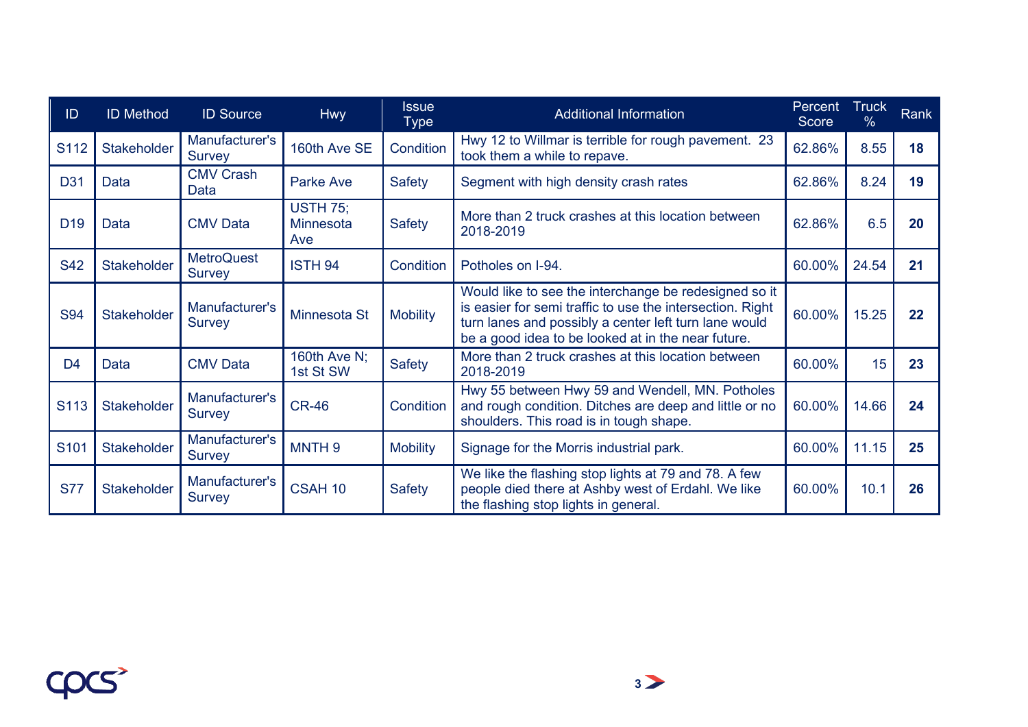| ID | ID Method | ID Source | Hwy | Issue Type | Additional Information | Percent Score | Truck % | Rank |
|---|---|---|---|---|---|---|---|---|
| S112 | Stakeholder | Manufacturer's Survey | 160th Ave SE | Condition | Hwy 12 to Willmar is terrible for rough pavement. 23 took them a while to repave. | 62.86% | 8.55 | **18** |
| D31 | Data | CMV Crash Data | Parke Ave | Safety | Segment with high density crash rates | 62.86% | 8.24 | **19** |
| D19 | Data | CMV Data | USTH 75; Minnesota Ave | Safety | More than 2 truck crashes at this location between 2018-2019 | 62.86% | 6.5 | **20** |
| S42 | Stakeholder | MetroQuest Survey | ISTH 94 | Condition | Potholes on I-94. | 60.00% | 24.54 | **21** |
| S94 | Stakeholder | Manufacturer's Survey | Minnesota St | Mobility | Would like to see the interchange be redesigned so it is easier for semi traffic to use the intersection. Right turn lanes and possibly a center left turn lane would be a good idea to be looked at in the near future. | 60.00% | 15.25 | **22** |
| D4 | Data | CMV Data | 160th Ave N; 1st St SW | Safety | More than 2 truck crashes at this location between 2018-2019 | 60.00% | 15 | **23** |
| S113 | Stakeholder | Manufacturer's Survey | CR-46 | Condition | Hwy 55 between Hwy 59 and Wendell, MN. Potholes and rough condition. Ditches are deep and little or no shoulders. This road is in tough shape. | 60.00% | 14.66 | **24** |
| S101 | Stakeholder | Manufacturer's Survey | MNTH 9 | Mobility | Signage for the Morris industrial park. | 60.00% | 11.15 | **25** |
| S77 | Stakeholder | Manufacturer's Survey | CSAH 10 | Safety | We like the flashing stop lights at 79 and 78. A few people died there at Ashby west of Erdahl. We like the flashing stop lights in general. | 60.00% | 10.1 | **26** |